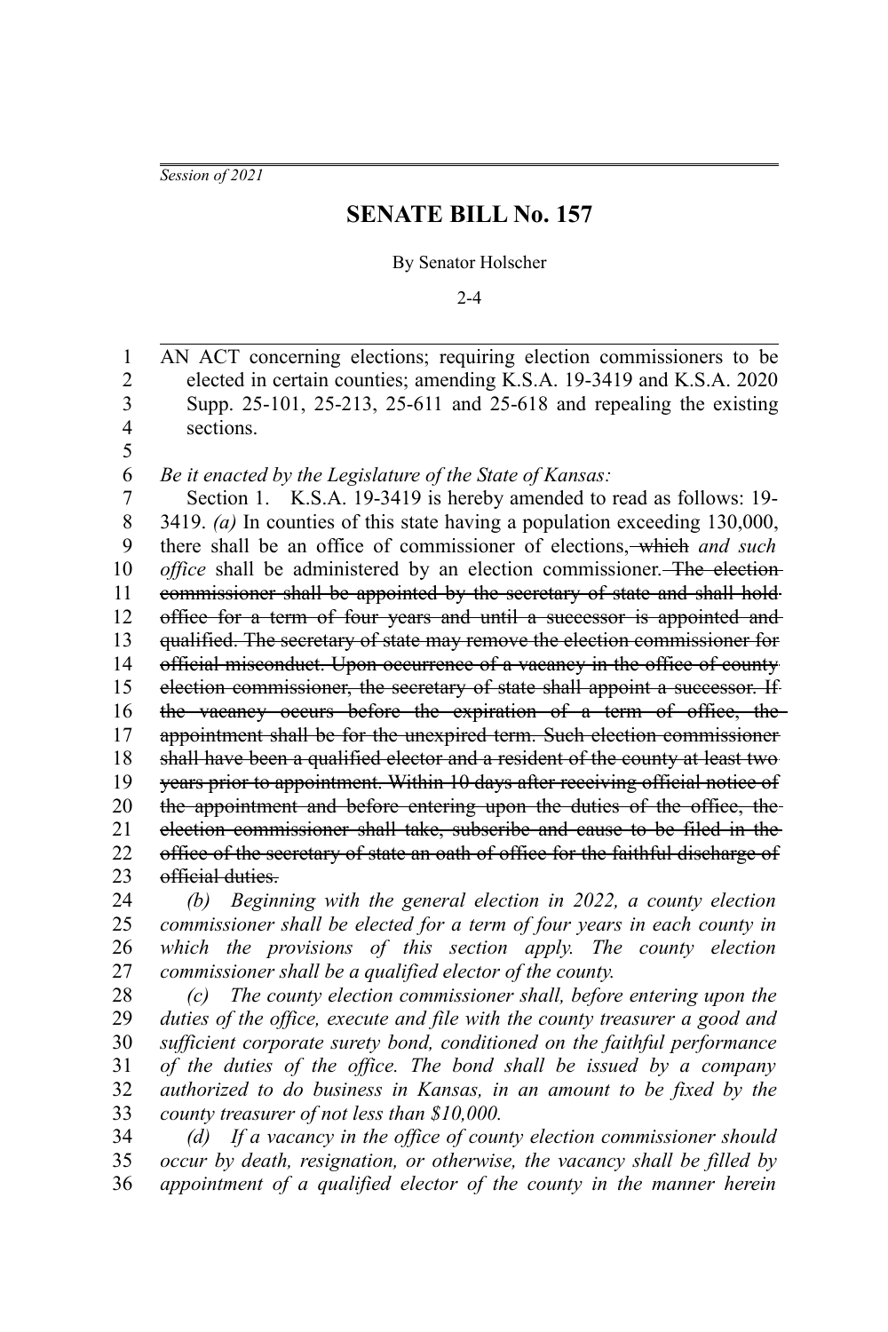*Session of 2021*

# SENATE BILL No. 157

By Senator Holscher

2-4

AN ACT concerning elections; requiring election commissioners to be elected in certain counties; amending K.S.A. 19-3419 and K.S.A. 2020 Supp. 25-101, 25-213, 25-611 and 25-618 and repealing the existing sections.

*Be it enacted by the Legislature of the State of Kansas:*

Section 1. K.S.A. 19-3419 is hereby amended to read as follows: 19-3419. *(a)* In counties of this state having a population exceeding 130,000, there shall be an office of commissioner of elections, ~~which~~ *and such office* shall be administered by an election commissioner. ~~The election commissioner shall be appointed by the secretary of state and shall hold office for a term of four years and until a successor is appointed and qualified. The secretary of state may remove the election commissioner for official misconduct. Upon occurrence of a vacancy in the office of county election commissioner, the secretary of state shall appoint a successor. If the vacancy occurs before the expiration of a term of office, the appointment shall be for the unexpired term. Such election commissioner shall have been a qualified elector and a resident of the county at least two years prior to appointment. Within 10 days after receiving official notice of the appointment and before entering upon the duties of the office, the election commissioner shall take, subscribe and cause to be filed in the office of the secretary of state an oath of office for the faithful discharge of official duties.~~

*(b) Beginning with the general election in 2022, a county election commissioner shall be elected for a term of four years in each county in which the provisions of this section apply. The county election commissioner shall be a qualified elector of the county.*

*(c) The county election commissioner shall, before entering upon the duties of the office, execute and file with the county treasurer a good and sufficient corporate surety bond, conditioned on the faithful performance of the duties of the office. The bond shall be issued by a company authorized to do business in Kansas, in an amount to be fixed by the county treasurer of not less than $10,000.*

*(d) If a vacancy in the office of county election commissioner should occur by death, resignation, or otherwise, the vacancy shall be filled by appointment of a qualified elector of the county in the manner herein*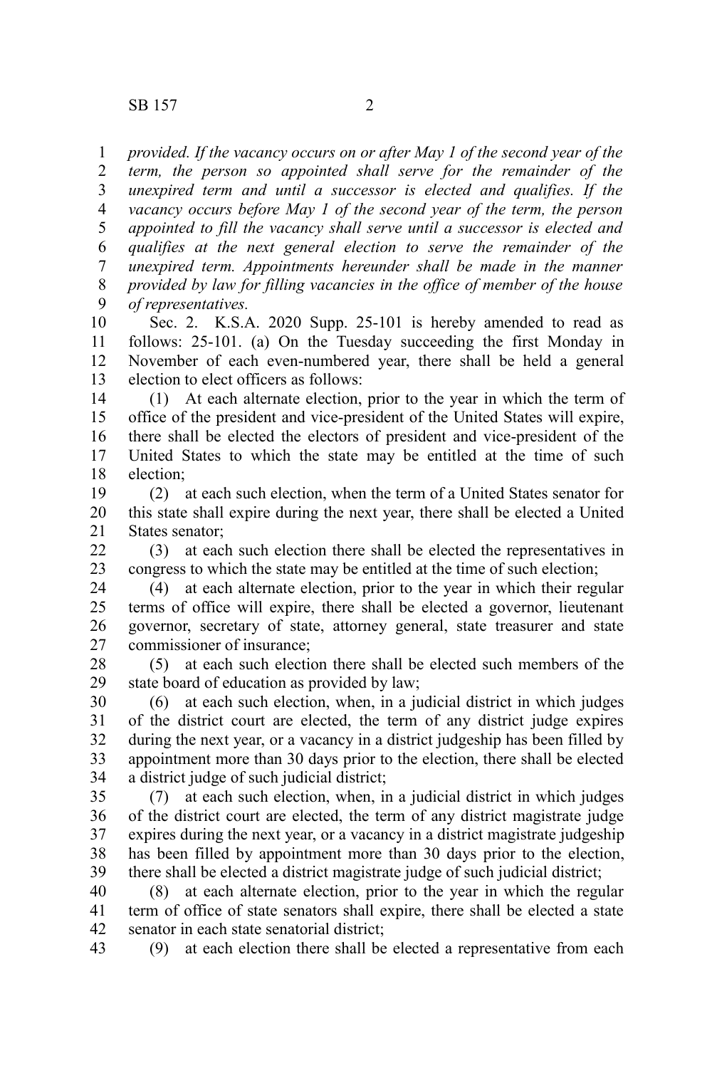*provided. If the vacancy occurs on or after May 1 of the second year of the term, the person so appointed shall serve for the remainder of the unexpired term and until a successor is elected and qualifies. If the vacancy occurs before May 1 of the second year of the term, the person appointed to fill the vacancy shall serve until a successor is elected and qualifies at the next general election to serve the remainder of the unexpired term. Appointments hereunder shall be made in the manner provided by law for filling vacancies in the office of member of the house of representatives.*

Sec. 2. K.S.A. 2020 Supp. 25-101 is hereby amended to read as follows: 25-101. (a) On the Tuesday succeeding the first Monday in November of each even-numbered year, there shall be held a general election to elect officers as follows:

(1) At each alternate election, prior to the year in which the term of office of the president and vice-president of the United States will expire, there shall be elected the electors of president and vice-president of the United States to which the state may be entitled at the time of such election;

(2) at each such election, when the term of a United States senator for this state shall expire during the next year, there shall be elected a United States senator;

(3) at each such election there shall be elected the representatives in congress to which the state may be entitled at the time of such election;

(4) at each alternate election, prior to the year in which their regular terms of office will expire, there shall be elected a governor, lieutenant governor, secretary of state, attorney general, state treasurer and state commissioner of insurance;

(5) at each such election there shall be elected such members of the state board of education as provided by law;

(6) at each such election, when, in a judicial district in which judges of the district court are elected, the term of any district judge expires during the next year, or a vacancy in a district judgeship has been filled by appointment more than 30 days prior to the election, there shall be elected a district judge of such judicial district;

(7) at each such election, when, in a judicial district in which judges of the district court are elected, the term of any district magistrate judge expires during the next year, or a vacancy in a district magistrate judgeship has been filled by appointment more than 30 days prior to the election, there shall be elected a district magistrate judge of such judicial district;

(8) at each alternate election, prior to the year in which the regular term of office of state senators shall expire, there shall be elected a state senator in each state senatorial district;

(9) at each election there shall be elected a representative from each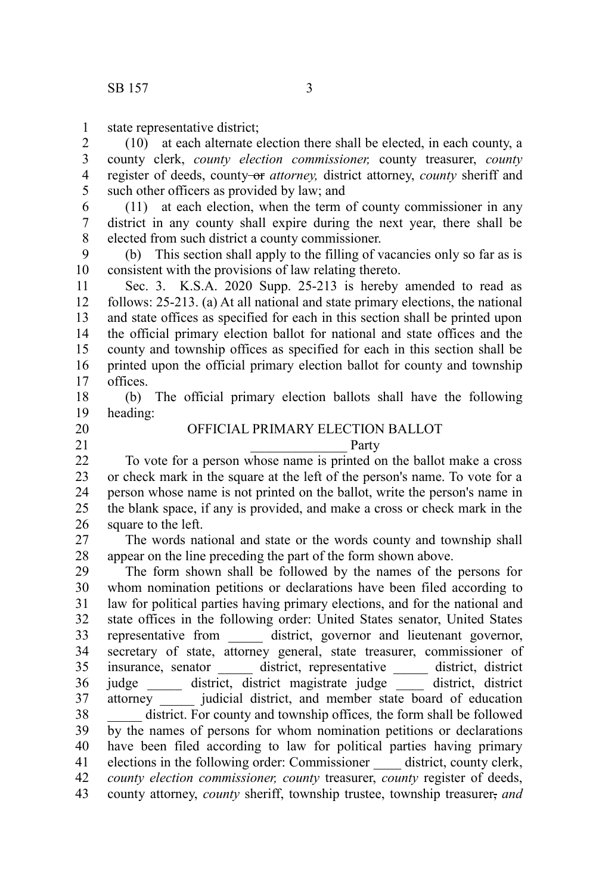state representative district;

(10) at each alternate election there shall be elected, in each county, a county clerk, *county election commissioner,* county treasurer, *county* register of deeds, county ~~or~~ *attorney,* district attorney, *county* sheriff and such other officers as provided by law; and

(11) at each election, when the term of county commissioner in any district in any county shall expire during the next year, there shall be elected from such district a county commissioner.

(b) This section shall apply to the filling of vacancies only so far as is consistent with the provisions of law relating thereto.

Sec. 3. K.S.A. 2020 Supp. 25-213 is hereby amended to read as follows: 25-213. (a) At all national and state primary elections, the national and state offices as specified for each in this section shall be printed upon the official primary election ballot for national and state offices and the county and township offices as specified for each in this section shall be printed upon the official primary election ballot for county and township offices.

(b) The official primary election ballots shall have the following heading:

OFFICIAL PRIMARY ELECTION BALLOT

______________ Party

To vote for a person whose name is printed on the ballot make a cross or check mark in the square at the left of the person's name. To vote for a person whose name is not printed on the ballot, write the person's name in the blank space, if any is provided, and make a cross or check mark in the square to the left.

The words national and state or the words county and township shall appear on the line preceding the part of the form shown above.

The form shown shall be followed by the names of the persons for whom nomination petitions or declarations have been filed according to law for political parties having primary elections, and for the national and state offices in the following order: United States senator, United States representative from _____ district, governor and lieutenant governor, secretary of state, attorney general, state treasurer, commissioner of insurance, senator _____ district, representative _____ district, district judge _____ district, district magistrate judge ____ district, district attorney _____ judicial district, and member state board of education _____ district. For county and township offices*,* the form shall be followed by the names of persons for whom nomination petitions or declarations have been filed according to law for political parties having primary elections in the following order: Commissioner ____ district, county clerk, *county election commissioner, county* treasurer, *county* register of deeds, county attorney, *county* sheriff, township trustee, township treasurer~~,~~ *and*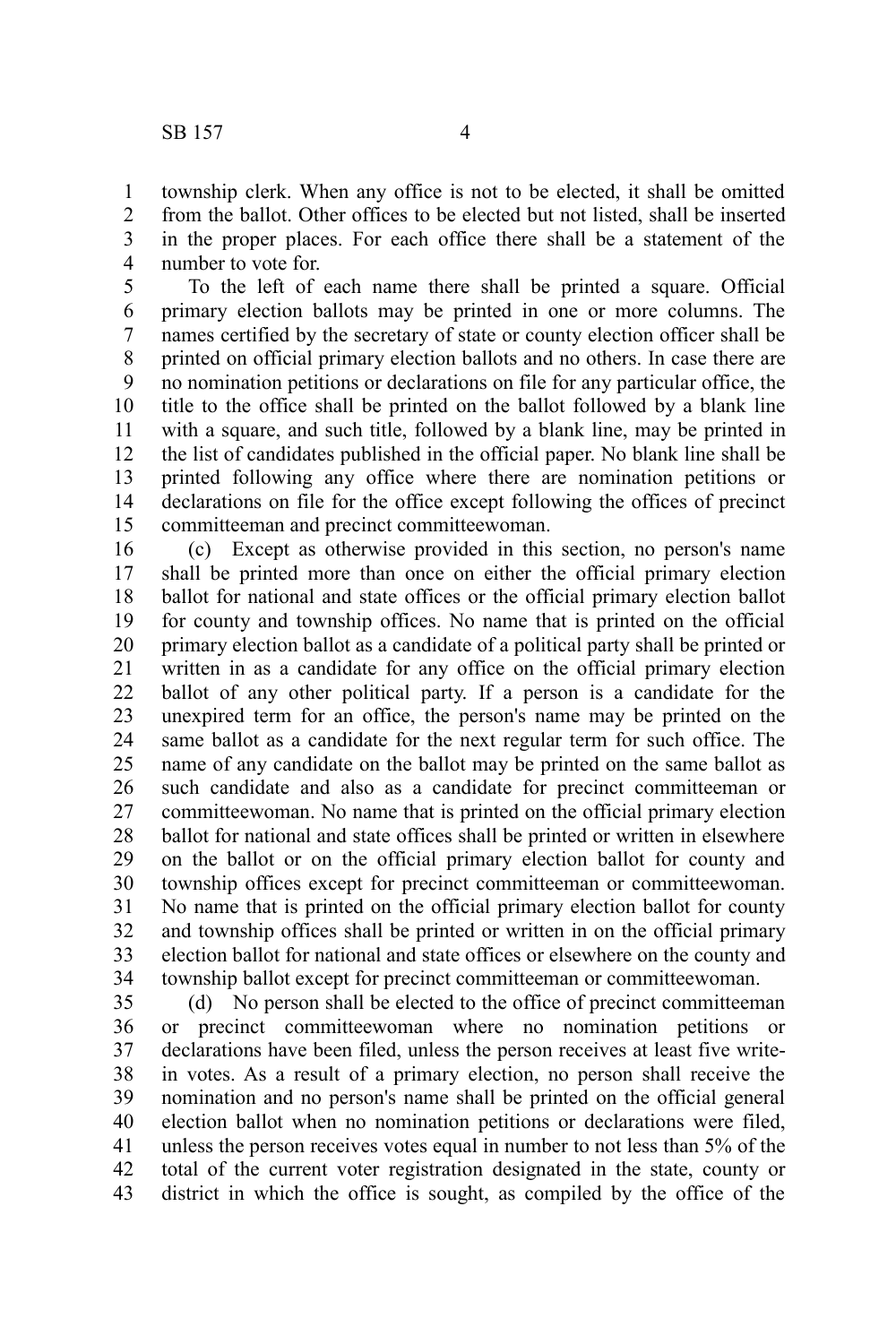township clerk. When any office is not to be elected, it shall be omitted from the ballot. Other offices to be elected but not listed, shall be inserted in the proper places. For each office there shall be a statement of the number to vote for.

To the left of each name there shall be printed a square. Official primary election ballots may be printed in one or more columns. The names certified by the secretary of state or county election officer shall be printed on official primary election ballots and no others. In case there are no nomination petitions or declarations on file for any particular office, the title to the office shall be printed on the ballot followed by a blank line with a square, and such title, followed by a blank line, may be printed in the list of candidates published in the official paper. No blank line shall be printed following any office where there are nomination petitions or declarations on file for the office except following the offices of precinct committeeman and precinct committeewoman.

(c) Except as otherwise provided in this section, no person's name shall be printed more than once on either the official primary election ballot for national and state offices or the official primary election ballot for county and township offices. No name that is printed on the official primary election ballot as a candidate of a political party shall be printed or written in as a candidate for any office on the official primary election ballot of any other political party. If a person is a candidate for the unexpired term for an office, the person's name may be printed on the same ballot as a candidate for the next regular term for such office. The name of any candidate on the ballot may be printed on the same ballot as such candidate and also as a candidate for precinct committeeman or committeewoman. No name that is printed on the official primary election ballot for national and state offices shall be printed or written in elsewhere on the ballot or on the official primary election ballot for county and township offices except for precinct committeeman or committeewoman. No name that is printed on the official primary election ballot for county and township offices shall be printed or written in on the official primary election ballot for national and state offices or elsewhere on the county and township ballot except for precinct committeeman or committeewoman.

(d) No person shall be elected to the office of precinct committeeman or precinct committeewoman where no nomination petitions or declarations have been filed, unless the person receives at least five write-in votes. As a result of a primary election, no person shall receive the nomination and no person's name shall be printed on the official general election ballot when no nomination petitions or declarations were filed, unless the person receives votes equal in number to not less than 5% of the total of the current voter registration designated in the state, county or district in which the office is sought, as compiled by the office of the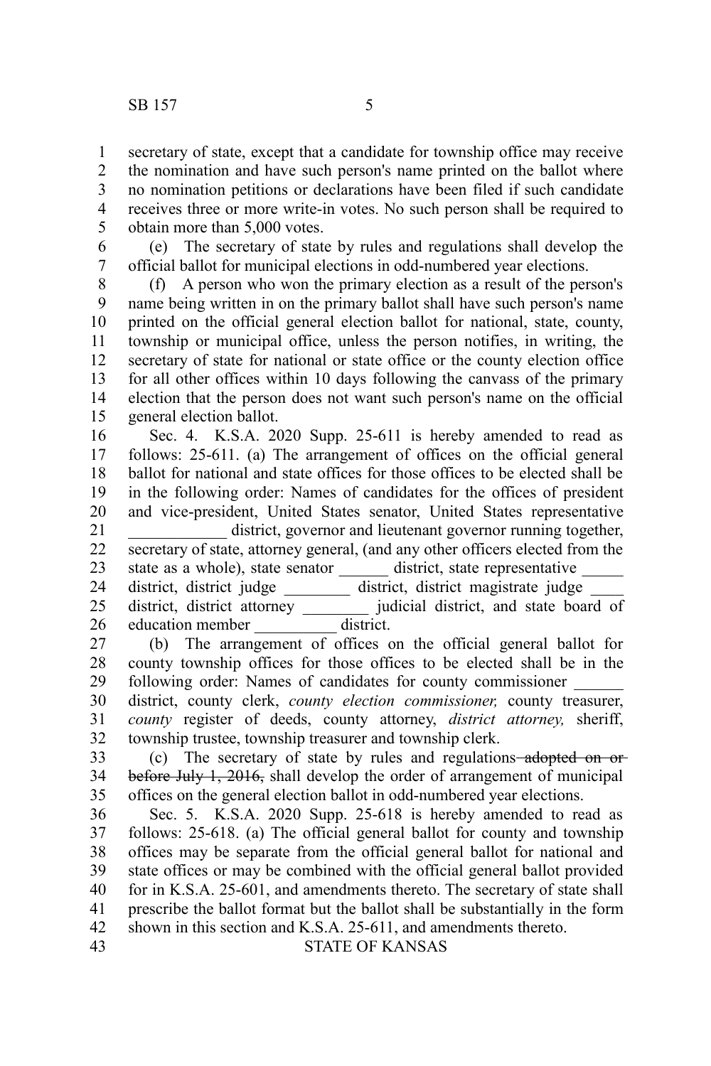secretary of state, except that a candidate for township office may receive the nomination and have such person's name printed on the ballot where no nomination petitions or declarations have been filed if such candidate receives three or more write-in votes. No such person shall be required to obtain more than 5,000 votes.

(e) The secretary of state by rules and regulations shall develop the official ballot for municipal elections in odd-numbered year elections.

(f) A person who won the primary election as a result of the person's name being written in on the primary ballot shall have such person's name printed on the official general election ballot for national, state, county, township or municipal office, unless the person notifies, in writing, the secretary of state for national or state office or the county election office for all other offices within 10 days following the canvass of the primary election that the person does not want such person's name on the official general election ballot.

Sec. 4. K.S.A. 2020 Supp. 25-611 is hereby amended to read as follows: 25-611. (a) The arrangement of offices on the official general ballot for national and state offices for those offices to be elected shall be in the following order: Names of candidates for the offices of president and vice-president, United States senator, United States representative \_\_\_\_\_\_\_\_\_\_\_\_ district, governor and lieutenant governor running together, secretary of state, attorney general, (and any other officers elected from the state as a whole), state senator \_\_\_\_\_\_ district, state representative \_\_\_\_\_ district, district judge \_\_\_\_\_\_\_\_ district, district magistrate judge \_\_\_\_ district, district attorney \_\_\_\_\_\_\_\_ judicial district, and state board of education member \_\_\_\_\_\_\_\_\_\_ district.

(b) The arrangement of offices on the official general ballot for county township offices for those offices to be elected shall be in the following order: Names of candidates for county commissioner \_\_\_\_\_\_ district, county clerk, *county election commissioner,* county treasurer, *county* register of deeds, county attorney, *district attorney,* sheriff, township trustee, township treasurer and township clerk.

(c) The secretary of state by rules and regulations ~~adopted on or before July 1, 2016,~~ shall develop the order of arrangement of municipal offices on the general election ballot in odd-numbered year elections.

Sec. 5. K.S.A. 2020 Supp. 25-618 is hereby amended to read as follows: 25-618. (a) The official general ballot for county and township offices may be separate from the official general ballot for national and state offices or may be combined with the official general ballot provided for in K.S.A. 25-601, and amendments thereto. The secretary of state shall prescribe the ballot format but the ballot shall be substantially in the form shown in this section and K.S.A. 25-611, and amendments thereto.

STATE OF KANSAS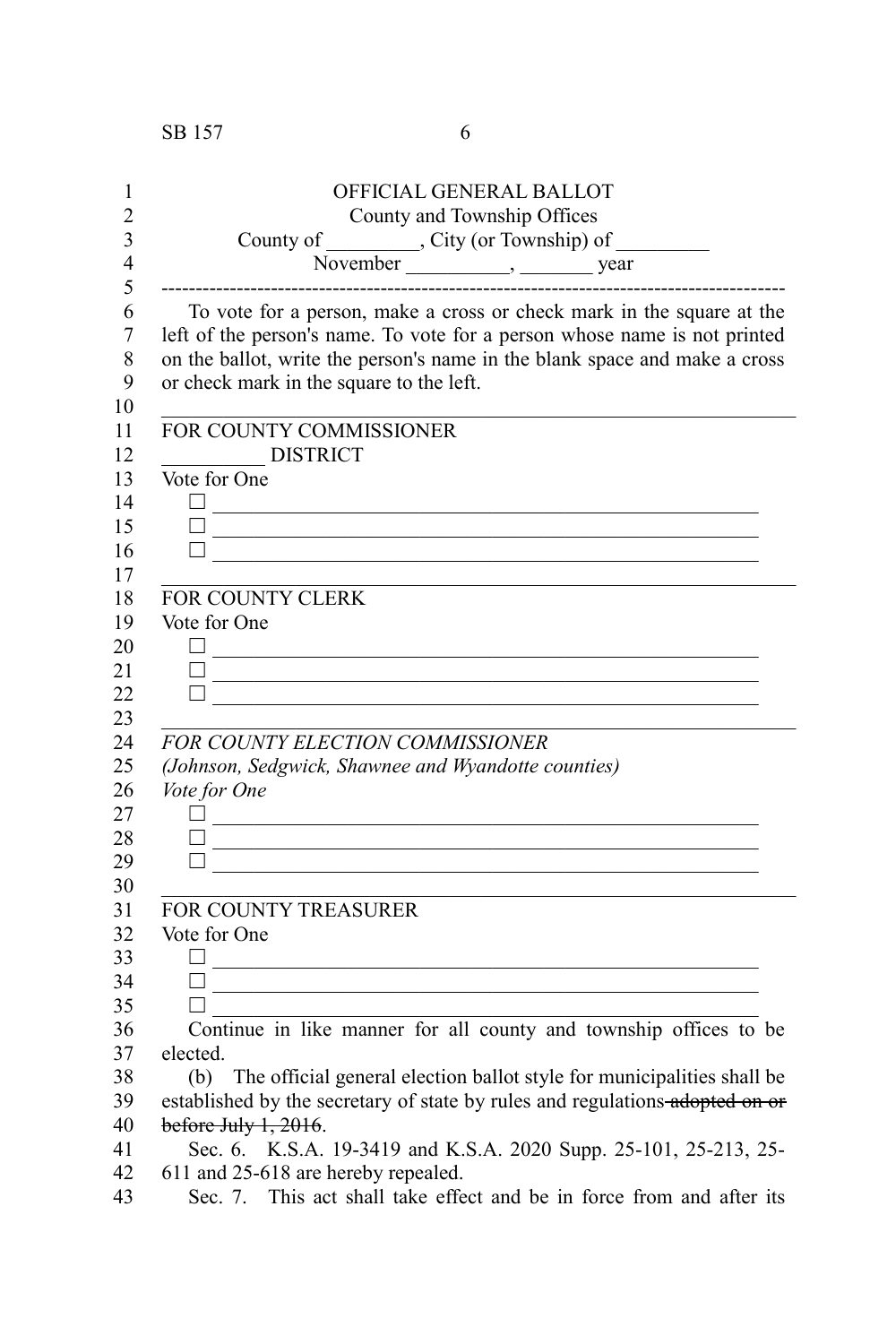OFFICIAL GENERAL BALLOT
County and Township Offices
County of _________, City (or Township) of _________
November __________, _______ year

---

To vote for a person, make a cross or check mark in the square at the left of the person's name. To vote for a person whose name is not printed on the ballot, write the person's name in the blank space and make a cross or check mark in the square to the left.

---

FOR COUNTY COMMISSIONER
__________ DISTRICT
Vote for One

☐ ________________________________________________
☐ ________________________________________________
☐ ________________________________________________

---

FOR COUNTY CLERK
Vote for One

☐ ________________________________________________
☐ ________________________________________________
☐ ________________________________________________

---

*FOR COUNTY ELECTION COMMISSIONER*
*(Johnson, Sedgwick, Shawnee and Wyandotte counties)*
*Vote for One*

☐ ________________________________________________
☐ ________________________________________________
☐ ________________________________________________

---

FOR COUNTY TREASURER
Vote for One

☐ ________________________________________________
☐ ________________________________________________
☐ ________________________________________________

Continue in like manner for all county and township offices to be elected.

(b) The official general election ballot style for municipalities shall be established by the secretary of state by rules and regulations ~~adopted on or before July 1, 2016~~.

Sec. 6. K.S.A. 19-3419 and K.S.A. 2020 Supp. 25-101, 25-213, 25-611 and 25-618 are hereby repealed.

Sec. 7. This act shall take effect and be in force from and after its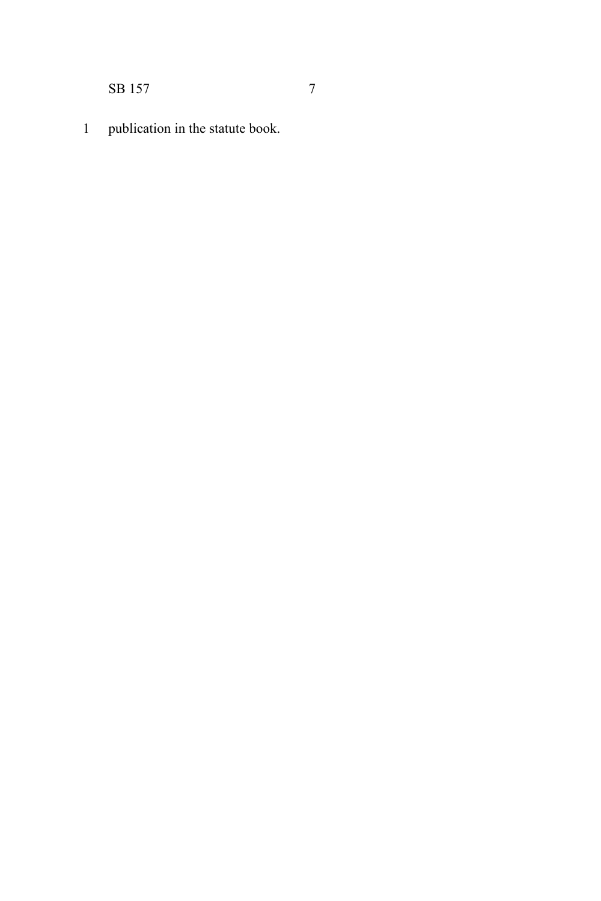publication in the statute book.